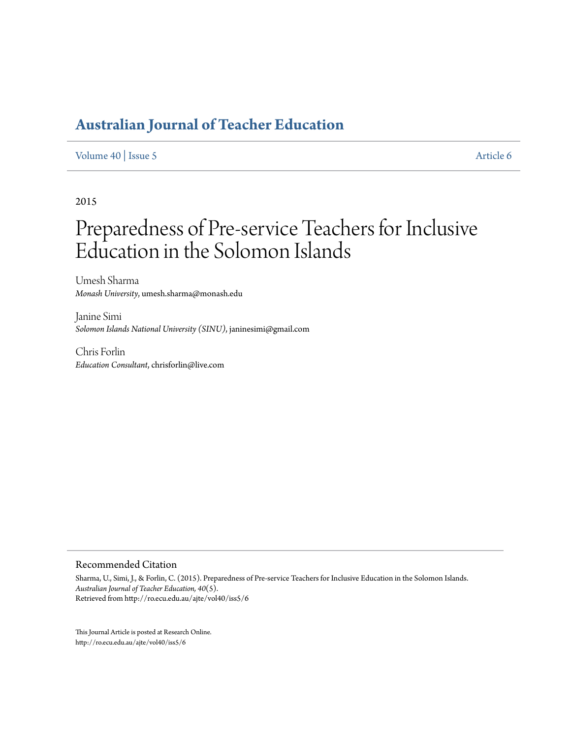# Australian Journal of Teacher Education

Volume 40 | Issue 5 Article 6

2015

# Preparedness of Pre-service Teachers for Inclusive Education in the Solomon Islands

Umesh Sharma
*Monash University*, umesh.sharma@monash.edu

Janine Simi
*Solomon Islands National University (SINU)*, janinesimi@gmail.com

Chris Forlin
*Education Consultant*, chrisforlin@live.com

## Recommended Citation

Sharma, U., Simi, J., & Forlin, C. (2015). Preparedness of Pre-service Teachers for Inclusive Education in the Solomon Islands. *Australian Journal of Teacher Education, 40*(5).
Retrieved from http://ro.ecu.edu.au/ajte/vol40/iss5/6

This Journal Article is posted at Research Online.
http://ro.ecu.edu.au/ajte/vol40/iss5/6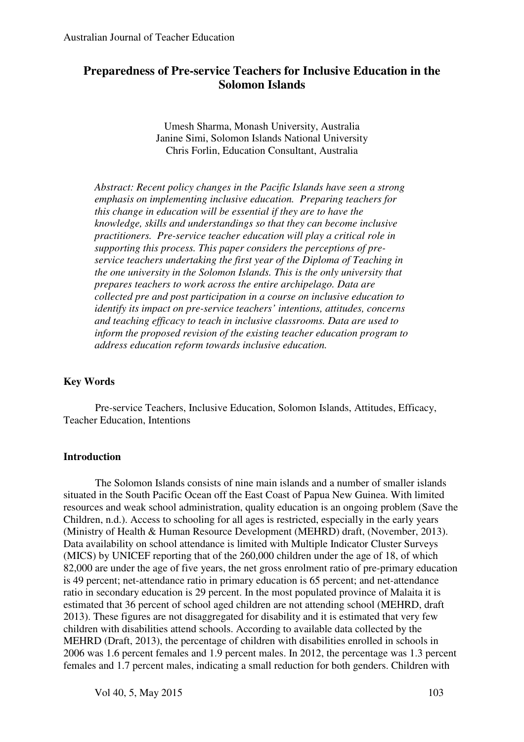# Preparedness of Pre-service Teachers for Inclusive Education in the Solomon Islands

Umesh Sharma, Monash University, Australia
Janine Simi, Solomon Islands National University
Chris Forlin, Education Consultant, Australia

*Abstract: Recent policy changes in the Pacific Islands have seen a strong emphasis on implementing inclusive education. Preparing teachers for this change in education will be essential if they are to have the knowledge, skills and understandings so that they can become inclusive practitioners. Pre-service teacher education will play a critical role in supporting this process. This paper considers the perceptions of pre-service teachers undertaking the first year of the Diploma of Teaching in the one university in the Solomon Islands. This is the only university that prepares teachers to work across the entire archipelago. Data are collected pre and post participation in a course on inclusive education to identify its impact on pre-service teachers' intentions, attitudes, concerns and teaching efficacy to teach in inclusive classrooms. Data are used to inform the proposed revision of the existing teacher education program to address education reform towards inclusive education.*

## Key Words

Pre-service Teachers, Inclusive Education, Solomon Islands, Attitudes, Efficacy, Teacher Education, Intentions

## Introduction

The Solomon Islands consists of nine main islands and a number of smaller islands situated in the South Pacific Ocean off the East Coast of Papua New Guinea. With limited resources and weak school administration, quality education is an ongoing problem (Save the Children, n.d.). Access to schooling for all ages is restricted, especially in the early years (Ministry of Health & Human Resource Development (MEHRD) draft, (November, 2013). Data availability on school attendance is limited with Multiple Indicator Cluster Surveys (MICS) by UNICEF reporting that of the 260,000 children under the age of 18, of which 82,000 are under the age of five years, the net gross enrolment ratio of pre-primary education is 49 percent; net-attendance ratio in primary education is 65 percent; and net-attendance ratio in secondary education is 29 percent. In the most populated province of Malaita it is estimated that 36 percent of school aged children are not attending school (MEHRD, draft 2013). These figures are not disaggregated for disability and it is estimated that very few children with disabilities attend schools. According to available data collected by the MEHRD (Draft, 2013), the percentage of children with disabilities enrolled in schools in 2006 was 1.6 percent females and 1.9 percent males. In 2012, the percentage was 1.3 percent females and 1.7 percent males, indicating a small reduction for both genders. Children with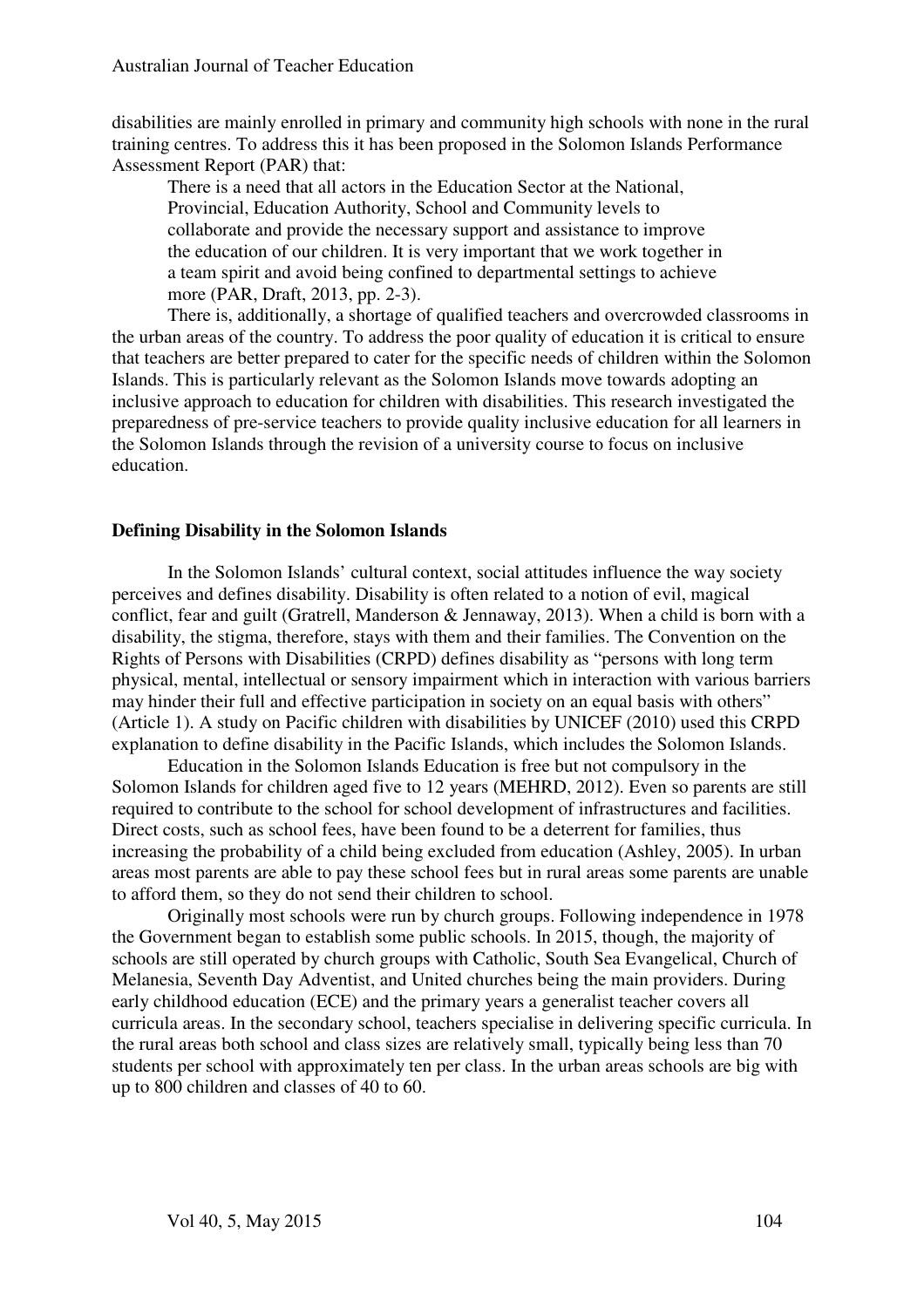disabilities are mainly enrolled in primary and community high schools with none in the rural training centres. To address this it has been proposed in the Solomon Islands Performance Assessment Report (PAR) that:

> There is a need that all actors in the Education Sector at the National, Provincial, Education Authority, School and Community levels to collaborate and provide the necessary support and assistance to improve the education of our children. It is very important that we work together in a team spirit and avoid being confined to departmental settings to achieve more (PAR, Draft, 2013, pp. 2-3).

There is, additionally, a shortage of qualified teachers and overcrowded classrooms in the urban areas of the country. To address the poor quality of education it is critical to ensure that teachers are better prepared to cater for the specific needs of children within the Solomon Islands. This is particularly relevant as the Solomon Islands move towards adopting an inclusive approach to education for children with disabilities. This research investigated the preparedness of pre-service teachers to provide quality inclusive education for all learners in the Solomon Islands through the revision of a university course to focus on inclusive education.

## Defining Disability in the Solomon Islands

In the Solomon Islands' cultural context, social attitudes influence the way society perceives and defines disability. Disability is often related to a notion of evil, magical conflict, fear and guilt (Gratrell, Manderson & Jennaway, 2013). When a child is born with a disability, the stigma, therefore, stays with them and their families. The Convention on the Rights of Persons with Disabilities (CRPD) defines disability as "persons with long term physical, mental, intellectual or sensory impairment which in interaction with various barriers may hinder their full and effective participation in society on an equal basis with others" (Article 1). A study on Pacific children with disabilities by UNICEF (2010) used this CRPD explanation to define disability in the Pacific Islands, which includes the Solomon Islands.

Education in the Solomon Islands Education is free but not compulsory in the Solomon Islands for children aged five to 12 years (MEHRD, 2012). Even so parents are still required to contribute to the school for school development of infrastructures and facilities. Direct costs, such as school fees, have been found to be a deterrent for families, thus increasing the probability of a child being excluded from education (Ashley, 2005). In urban areas most parents are able to pay these school fees but in rural areas some parents are unable to afford them, so they do not send their children to school.

Originally most schools were run by church groups. Following independence in 1978 the Government began to establish some public schools. In 2015, though, the majority of schools are still operated by church groups with Catholic, South Sea Evangelical, Church of Melanesia, Seventh Day Adventist, and United churches being the main providers. During early childhood education (ECE) and the primary years a generalist teacher covers all curricula areas. In the secondary school, teachers specialise in delivering specific curricula. In the rural areas both school and class sizes are relatively small, typically being less than 70 students per school with approximately ten per class. In the urban areas schools are big with up to 800 children and classes of 40 to 60.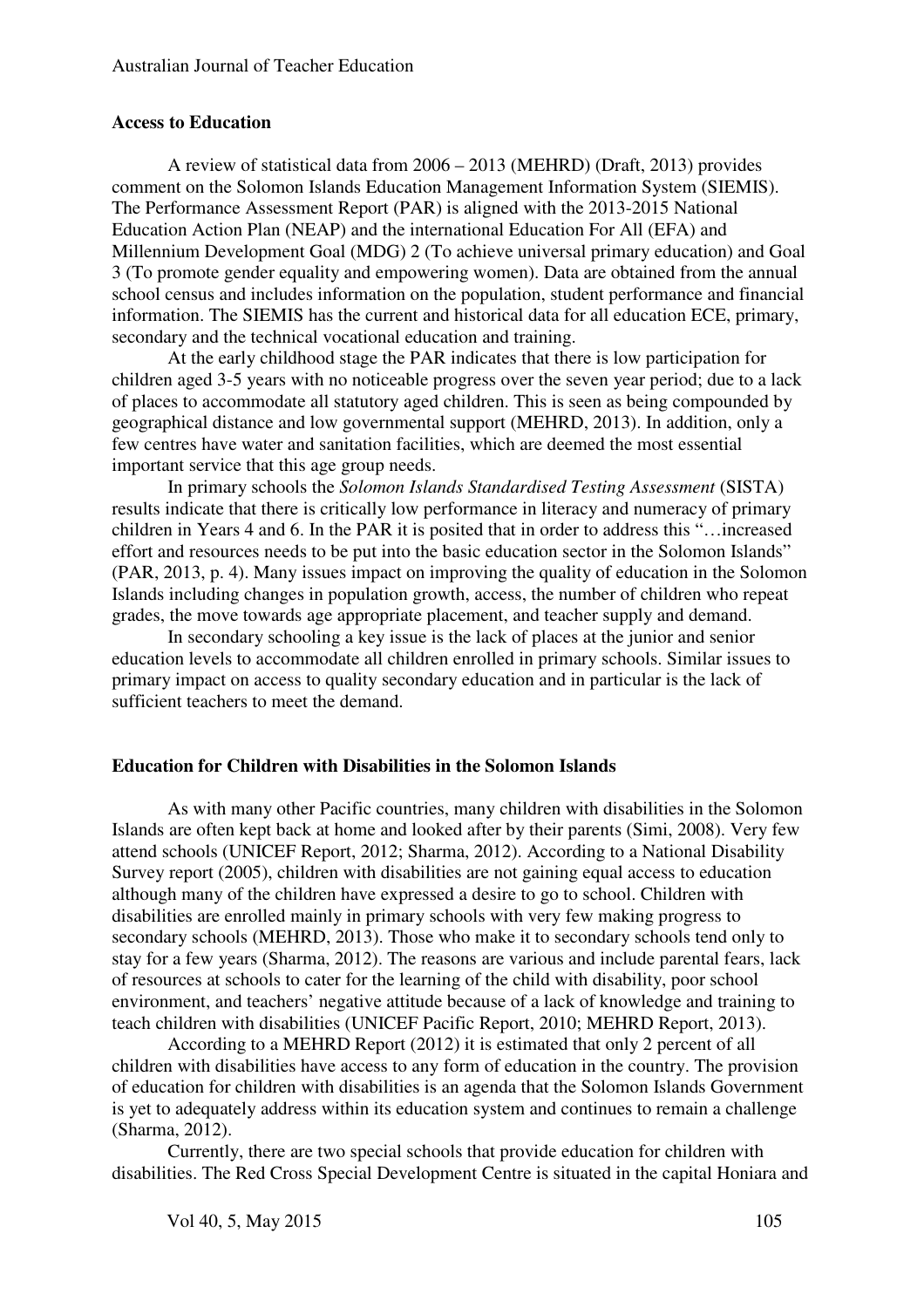### Access to Education

A review of statistical data from 2006 – 2013 (MEHRD) (Draft, 2013) provides comment on the Solomon Islands Education Management Information System (SIEMIS). The Performance Assessment Report (PAR) is aligned with the 2013-2015 National Education Action Plan (NEAP) and the international Education For All (EFA) and Millennium Development Goal (MDG) 2 (To achieve universal primary education) and Goal 3 (To promote gender equality and empowering women). Data are obtained from the annual school census and includes information on the population, student performance and financial information. The SIEMIS has the current and historical data for all education ECE, primary, secondary and the technical vocational education and training.

At the early childhood stage the PAR indicates that there is low participation for children aged 3-5 years with no noticeable progress over the seven year period; due to a lack of places to accommodate all statutory aged children. This is seen as being compounded by geographical distance and low governmental support (MEHRD, 2013). In addition, only a few centres have water and sanitation facilities, which are deemed the most essential important service that this age group needs.

In primary schools the *Solomon Islands Standardised Testing Assessment* (SISTA) results indicate that there is critically low performance in literacy and numeracy of primary children in Years 4 and 6. In the PAR it is posited that in order to address this "…increased effort and resources needs to be put into the basic education sector in the Solomon Islands" (PAR, 2013, p. 4). Many issues impact on improving the quality of education in the Solomon Islands including changes in population growth, access, the number of children who repeat grades, the move towards age appropriate placement, and teacher supply and demand.

In secondary schooling a key issue is the lack of places at the junior and senior education levels to accommodate all children enrolled in primary schools. Similar issues to primary impact on access to quality secondary education and in particular is the lack of sufficient teachers to meet the demand.

### Education for Children with Disabilities in the Solomon Islands

As with many other Pacific countries, many children with disabilities in the Solomon Islands are often kept back at home and looked after by their parents (Simi, 2008). Very few attend schools (UNICEF Report, 2012; Sharma, 2012). According to a National Disability Survey report (2005), children with disabilities are not gaining equal access to education although many of the children have expressed a desire to go to school. Children with disabilities are enrolled mainly in primary schools with very few making progress to secondary schools (MEHRD, 2013). Those who make it to secondary schools tend only to stay for a few years (Sharma, 2012). The reasons are various and include parental fears, lack of resources at schools to cater for the learning of the child with disability, poor school environment, and teachers' negative attitude because of a lack of knowledge and training to teach children with disabilities (UNICEF Pacific Report, 2010; MEHRD Report, 2013).

According to a MEHRD Report (2012) it is estimated that only 2 percent of all children with disabilities have access to any form of education in the country. The provision of education for children with disabilities is an agenda that the Solomon Islands Government is yet to adequately address within its education system and continues to remain a challenge (Sharma, 2012).

Currently, there are two special schools that provide education for children with disabilities. The Red Cross Special Development Centre is situated in the capital Honiara and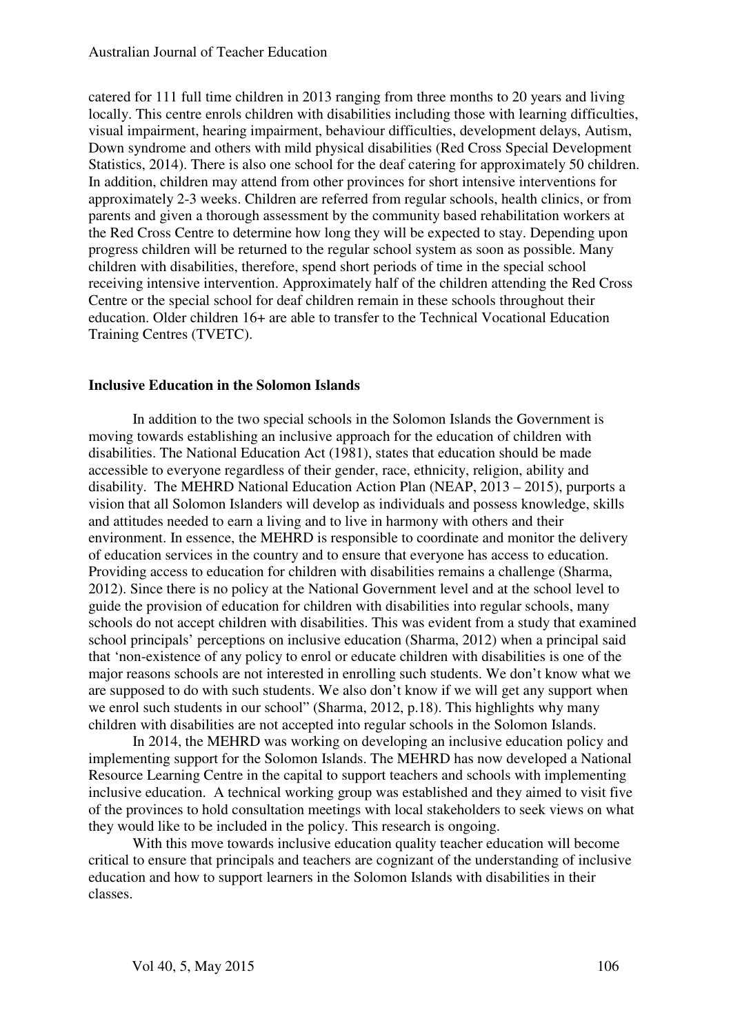catered for 111 full time children in 2013 ranging from three months to 20 years and living locally. This centre enrols children with disabilities including those with learning difficulties, visual impairment, hearing impairment, behaviour difficulties, development delays, Autism, Down syndrome and others with mild physical disabilities (Red Cross Special Development Statistics, 2014). There is also one school for the deaf catering for approximately 50 children. In addition, children may attend from other provinces for short intensive interventions for approximately 2-3 weeks. Children are referred from regular schools, health clinics, or from parents and given a thorough assessment by the community based rehabilitation workers at the Red Cross Centre to determine how long they will be expected to stay. Depending upon progress children will be returned to the regular school system as soon as possible. Many children with disabilities, therefore, spend short periods of time in the special school receiving intensive intervention. Approximately half of the children attending the Red Cross Centre or the special school for deaf children remain in these schools throughout their education. Older children 16+ are able to transfer to the Technical Vocational Education Training Centres (TVETC).

**Inclusive Education in the Solomon Islands**

In addition to the two special schools in the Solomon Islands the Government is moving towards establishing an inclusive approach for the education of children with disabilities. The National Education Act (1981), states that education should be made accessible to everyone regardless of their gender, race, ethnicity, religion, ability and disability. The MEHRD National Education Action Plan (NEAP, 2013 – 2015), purports a vision that all Solomon Islanders will develop as individuals and possess knowledge, skills and attitudes needed to earn a living and to live in harmony with others and their environment. In essence, the MEHRD is responsible to coordinate and monitor the delivery of education services in the country and to ensure that everyone has access to education. Providing access to education for children with disabilities remains a challenge (Sharma, 2012). Since there is no policy at the National Government level and at the school level to guide the provision of education for children with disabilities into regular schools, many schools do not accept children with disabilities. This was evident from a study that examined school principals' perceptions on inclusive education (Sharma, 2012) when a principal said that 'non-existence of any policy to enrol or educate children with disabilities is one of the major reasons schools are not interested in enrolling such students. We don't know what we are supposed to do with such students. We also don't know if we will get any support when we enrol such students in our school" (Sharma, 2012, p.18). This highlights why many children with disabilities are not accepted into regular schools in the Solomon Islands.

In 2014, the MEHRD was working on developing an inclusive education policy and implementing support for the Solomon Islands. The MEHRD has now developed a National Resource Learning Centre in the capital to support teachers and schools with implementing inclusive education. A technical working group was established and they aimed to visit five of the provinces to hold consultation meetings with local stakeholders to seek views on what they would like to be included in the policy. This research is ongoing.

With this move towards inclusive education quality teacher education will become critical to ensure that principals and teachers are cognizant of the understanding of inclusive education and how to support learners in the Solomon Islands with disabilities in their classes.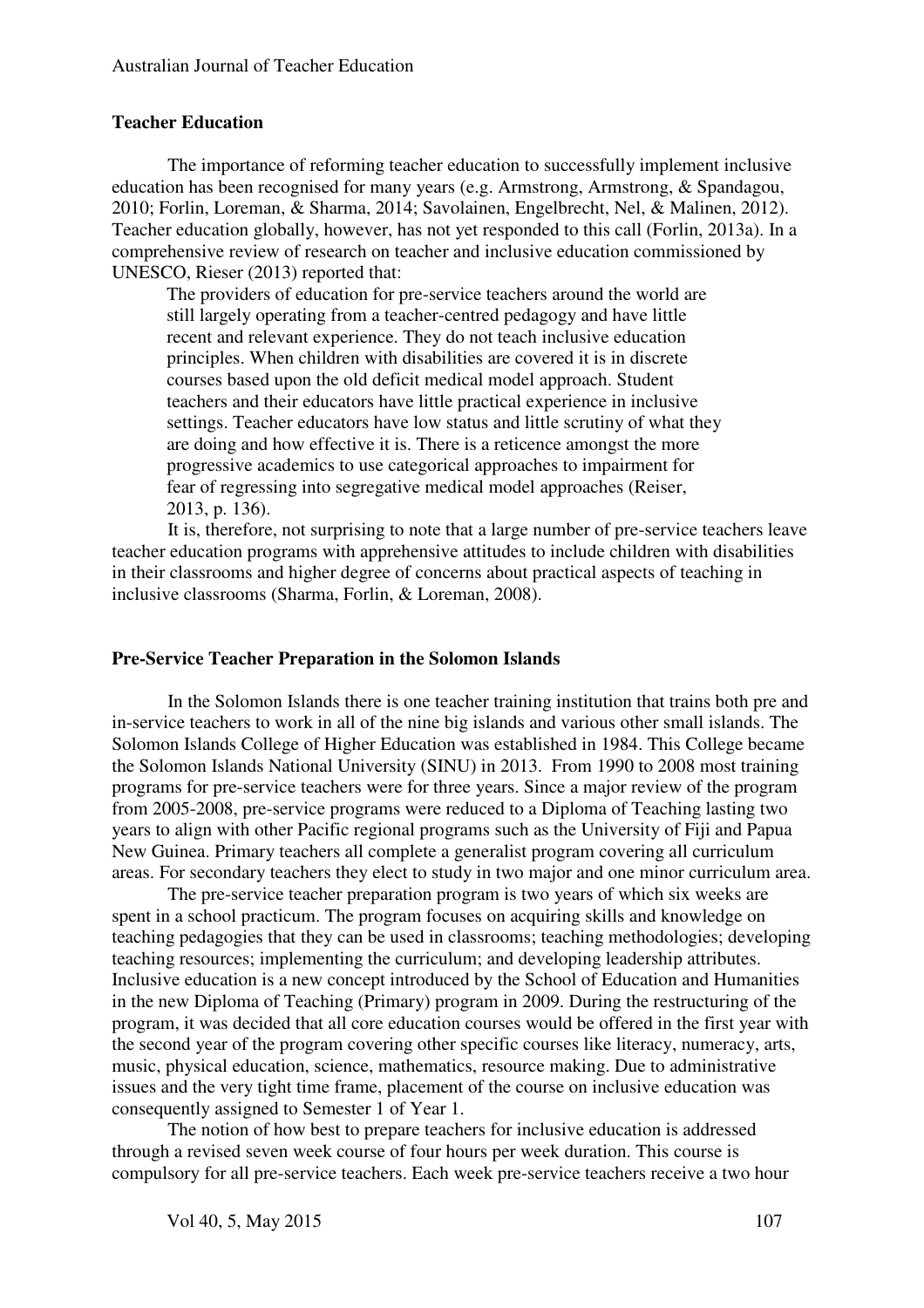## Teacher Education

The importance of reforming teacher education to successfully implement inclusive education has been recognised for many years (e.g. Armstrong, Armstrong, & Spandagou, 2010; Forlin, Loreman, & Sharma, 2014; Savolainen, Engelbrecht, Nel, & Malinen, 2012). Teacher education globally, however, has not yet responded to this call (Forlin, 2013a). In a comprehensive review of research on teacher and inclusive education commissioned by UNESCO, Rieser (2013) reported that:

> The providers of education for pre-service teachers around the world are still largely operating from a teacher-centred pedagogy and have little recent and relevant experience. They do not teach inclusive education principles. When children with disabilities are covered it is in discrete courses based upon the old deficit medical model approach. Student teachers and their educators have little practical experience in inclusive settings. Teacher educators have low status and little scrutiny of what they are doing and how effective it is. There is a reticence amongst the more progressive academics to use categorical approaches to impairment for fear of regressing into segregative medical model approaches (Reiser, 2013, p. 136).

It is, therefore, not surprising to note that a large number of pre-service teachers leave teacher education programs with apprehensive attitudes to include children with disabilities in their classrooms and higher degree of concerns about practical aspects of teaching in inclusive classrooms (Sharma, Forlin, & Loreman, 2008).

## Pre-Service Teacher Preparation in the Solomon Islands

In the Solomon Islands there is one teacher training institution that trains both pre and in-service teachers to work in all of the nine big islands and various other small islands. The Solomon Islands College of Higher Education was established in 1984. This College became the Solomon Islands National University (SINU) in 2013. From 1990 to 2008 most training programs for pre-service teachers were for three years. Since a major review of the program from 2005-2008, pre-service programs were reduced to a Diploma of Teaching lasting two years to align with other Pacific regional programs such as the University of Fiji and Papua New Guinea. Primary teachers all complete a generalist program covering all curriculum areas. For secondary teachers they elect to study in two major and one minor curriculum area.

The pre-service teacher preparation program is two years of which six weeks are spent in a school practicum. The program focuses on acquiring skills and knowledge on teaching pedagogies that they can be used in classrooms; teaching methodologies; developing teaching resources; implementing the curriculum; and developing leadership attributes. Inclusive education is a new concept introduced by the School of Education and Humanities in the new Diploma of Teaching (Primary) program in 2009. During the restructuring of the program, it was decided that all core education courses would be offered in the first year with the second year of the program covering other specific courses like literacy, numeracy, arts, music, physical education, science, mathematics, resource making. Due to administrative issues and the very tight time frame, placement of the course on inclusive education was consequently assigned to Semester 1 of Year 1.

The notion of how best to prepare teachers for inclusive education is addressed through a revised seven week course of four hours per week duration. This course is compulsory for all pre-service teachers. Each week pre-service teachers receive a two hour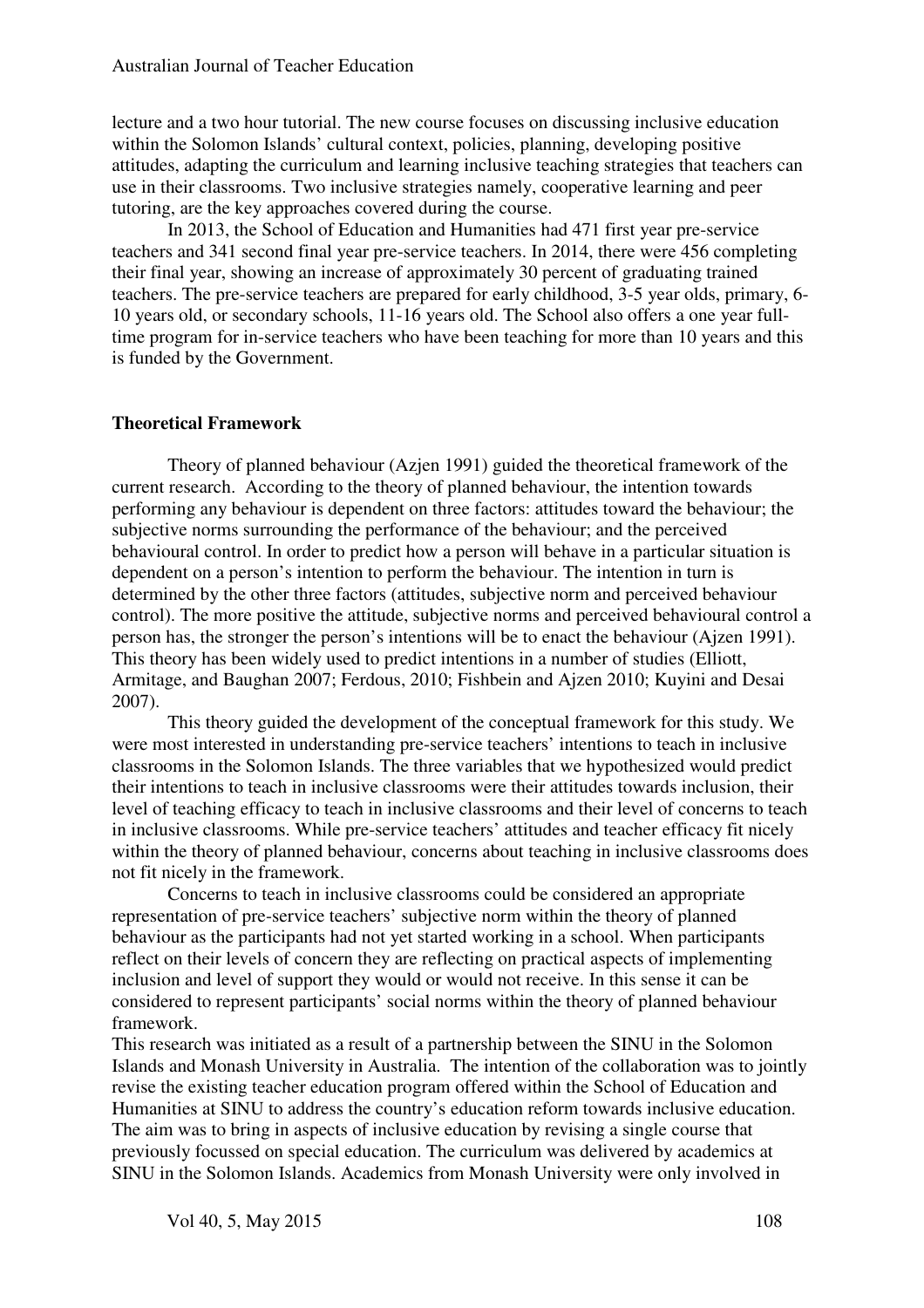lecture and a two hour tutorial. The new course focuses on discussing inclusive education within the Solomon Islands' cultural context, policies, planning, developing positive attitudes, adapting the curriculum and learning inclusive teaching strategies that teachers can use in their classrooms. Two inclusive strategies namely, cooperative learning and peer tutoring, are the key approaches covered during the course.

In 2013, the School of Education and Humanities had 471 first year pre-service teachers and 341 second final year pre-service teachers. In 2014, there were 456 completing their final year, showing an increase of approximately 30 percent of graduating trained teachers. The pre-service teachers are prepared for early childhood, 3-5 year olds, primary, 6-10 years old, or secondary schools, 11-16 years old. The School also offers a one year full-time program for in-service teachers who have been teaching for more than 10 years and this is funded by the Government.

**Theoretical Framework**

Theory of planned behaviour (Azjen 1991) guided the theoretical framework of the current research. According to the theory of planned behaviour, the intention towards performing any behaviour is dependent on three factors: attitudes toward the behaviour; the subjective norms surrounding the performance of the behaviour; and the perceived behavioural control. In order to predict how a person will behave in a particular situation is dependent on a person's intention to perform the behaviour. The intention in turn is determined by the other three factors (attitudes, subjective norm and perceived behaviour control). The more positive the attitude, subjective norms and perceived behavioural control a person has, the stronger the person's intentions will be to enact the behaviour (Ajzen 1991). This theory has been widely used to predict intentions in a number of studies (Elliott, Armitage, and Baughan 2007; Ferdous, 2010; Fishbein and Ajzen 2010; Kuyini and Desai 2007).

This theory guided the development of the conceptual framework for this study. We were most interested in understanding pre-service teachers' intentions to teach in inclusive classrooms in the Solomon Islands. The three variables that we hypothesized would predict their intentions to teach in inclusive classrooms were their attitudes towards inclusion, their level of teaching efficacy to teach in inclusive classrooms and their level of concerns to teach in inclusive classrooms. While pre-service teachers' attitudes and teacher efficacy fit nicely within the theory of planned behaviour, concerns about teaching in inclusive classrooms does not fit nicely in the framework.

Concerns to teach in inclusive classrooms could be considered an appropriate representation of pre-service teachers' subjective norm within the theory of planned behaviour as the participants had not yet started working in a school. When participants reflect on their levels of concern they are reflecting on practical aspects of implementing inclusion and level of support they would or would not receive. In this sense it can be considered to represent participants' social norms within the theory of planned behaviour framework.

This research was initiated as a result of a partnership between the SINU in the Solomon Islands and Monash University in Australia. The intention of the collaboration was to jointly revise the existing teacher education program offered within the School of Education and Humanities at SINU to address the country's education reform towards inclusive education. The aim was to bring in aspects of inclusive education by revising a single course that previously focussed on special education. The curriculum was delivered by academics at SINU in the Solomon Islands. Academics from Monash University were only involved in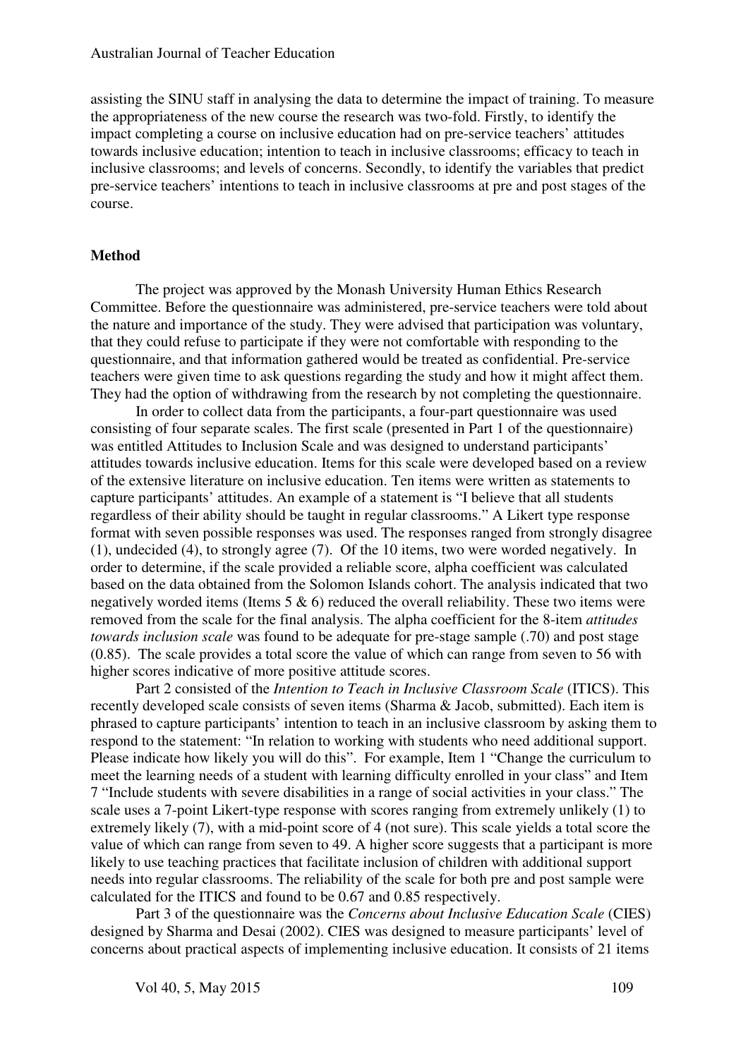assisting the SINU staff in analysing the data to determine the impact of training. To measure the appropriateness of the new course the research was two-fold. Firstly, to identify the impact completing a course on inclusive education had on pre-service teachers' attitudes towards inclusive education; intention to teach in inclusive classrooms; efficacy to teach in inclusive classrooms; and levels of concerns. Secondly, to identify the variables that predict pre-service teachers' intentions to teach in inclusive classrooms at pre and post stages of the course.

## Method

The project was approved by the Monash University Human Ethics Research Committee. Before the questionnaire was administered, pre-service teachers were told about the nature and importance of the study. They were advised that participation was voluntary, that they could refuse to participate if they were not comfortable with responding to the questionnaire, and that information gathered would be treated as confidential. Pre-service teachers were given time to ask questions regarding the study and how it might affect them. They had the option of withdrawing from the research by not completing the questionnaire.

In order to collect data from the participants, a four-part questionnaire was used consisting of four separate scales. The first scale (presented in Part 1 of the questionnaire) was entitled Attitudes to Inclusion Scale and was designed to understand participants' attitudes towards inclusive education. Items for this scale were developed based on a review of the extensive literature on inclusive education. Ten items were written as statements to capture participants' attitudes. An example of a statement is "I believe that all students regardless of their ability should be taught in regular classrooms." A Likert type response format with seven possible responses was used. The responses ranged from strongly disagree (1), undecided (4), to strongly agree (7). Of the 10 items, two were worded negatively. In order to determine, if the scale provided a reliable score, alpha coefficient was calculated based on the data obtained from the Solomon Islands cohort. The analysis indicated that two negatively worded items (Items 5 & 6) reduced the overall reliability. These two items were removed from the scale for the final analysis. The alpha coefficient for the 8-item *attitudes towards inclusion scale* was found to be adequate for pre-stage sample (.70) and post stage (0.85). The scale provides a total score the value of which can range from seven to 56 with higher scores indicative of more positive attitude scores.

Part 2 consisted of the *Intention to Teach in Inclusive Classroom Scale* (ITICS). This recently developed scale consists of seven items (Sharma & Jacob, submitted). Each item is phrased to capture participants' intention to teach in an inclusive classroom by asking them to respond to the statement: "In relation to working with students who need additional support. Please indicate how likely you will do this". For example, Item 1 "Change the curriculum to meet the learning needs of a student with learning difficulty enrolled in your class" and Item 7 "Include students with severe disabilities in a range of social activities in your class." The scale uses a 7-point Likert-type response with scores ranging from extremely unlikely (1) to extremely likely (7), with a mid-point score of 4 (not sure). This scale yields a total score the value of which can range from seven to 49. A higher score suggests that a participant is more likely to use teaching practices that facilitate inclusion of children with additional support needs into regular classrooms. The reliability of the scale for both pre and post sample were calculated for the ITICS and found to be 0.67 and 0.85 respectively.

Part 3 of the questionnaire was the *Concerns about Inclusive Education Scale* (CIES) designed by Sharma and Desai (2002). CIES was designed to measure participants' level of concerns about practical aspects of implementing inclusive education. It consists of 21 items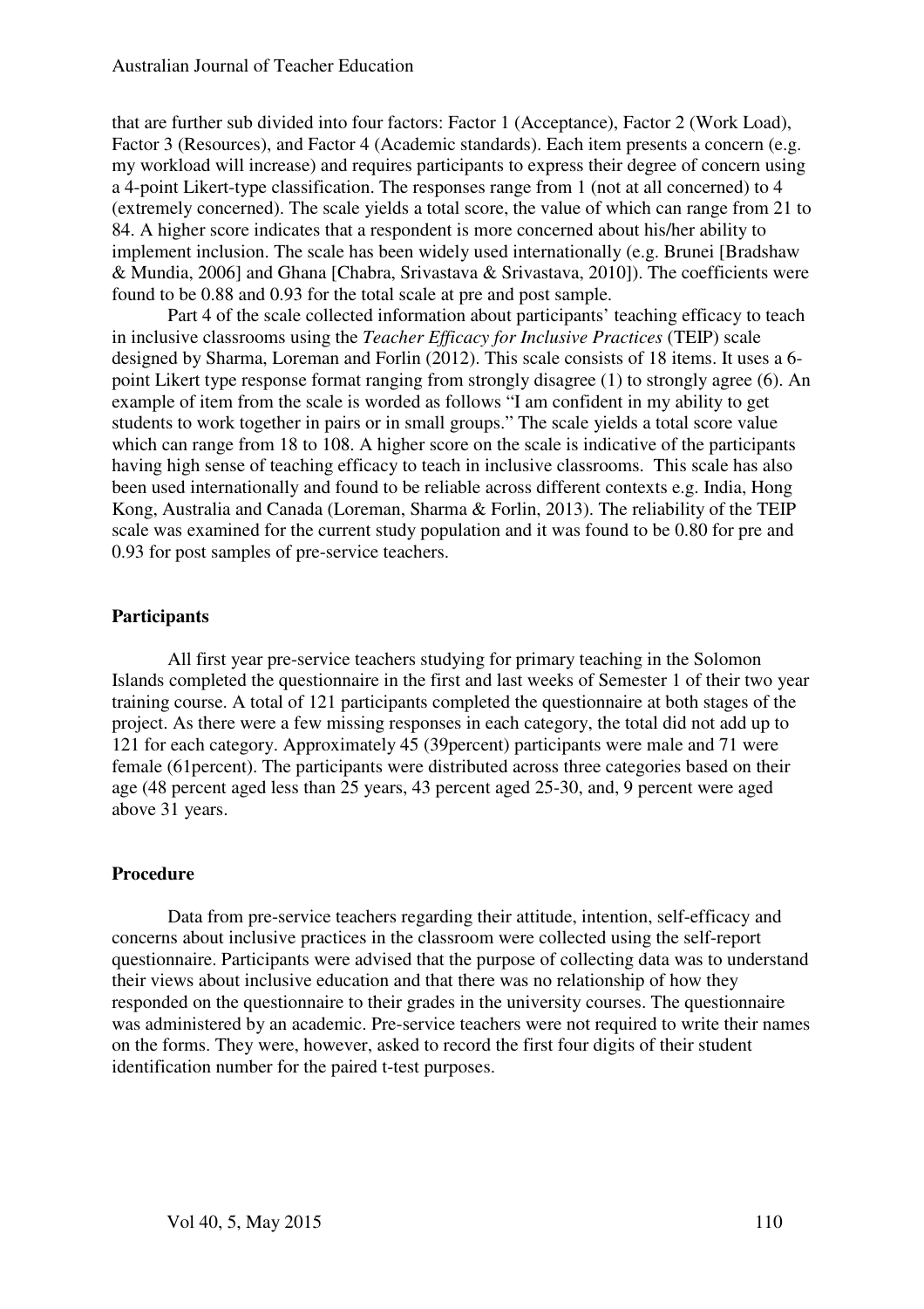that are further sub divided into four factors: Factor 1 (Acceptance), Factor 2 (Work Load), Factor 3 (Resources), and Factor 4 (Academic standards). Each item presents a concern (e.g. my workload will increase) and requires participants to express their degree of concern using a 4-point Likert-type classification. The responses range from 1 (not at all concerned) to 4 (extremely concerned). The scale yields a total score, the value of which can range from 21 to 84. A higher score indicates that a respondent is more concerned about his/her ability to implement inclusion. The scale has been widely used internationally (e.g. Brunei [Bradshaw & Mundia, 2006] and Ghana [Chabra, Srivastava & Srivastava, 2010]). The coefficients were found to be 0.88 and 0.93 for the total scale at pre and post sample.

Part 4 of the scale collected information about participants' teaching efficacy to teach in inclusive classrooms using the *Teacher Efficacy for Inclusive Practices* (TEIP) scale designed by Sharma, Loreman and Forlin (2012). This scale consists of 18 items. It uses a 6-point Likert type response format ranging from strongly disagree (1) to strongly agree (6). An example of item from the scale is worded as follows "I am confident in my ability to get students to work together in pairs or in small groups." The scale yields a total score value which can range from 18 to 108. A higher score on the scale is indicative of the participants having high sense of teaching efficacy to teach in inclusive classrooms. This scale has also been used internationally and found to be reliable across different contexts e.g. India, Hong Kong, Australia and Canada (Loreman, Sharma & Forlin, 2013). The reliability of the TEIP scale was examined for the current study population and it was found to be 0.80 for pre and 0.93 for post samples of pre-service teachers.

### Participants

All first year pre-service teachers studying for primary teaching in the Solomon Islands completed the questionnaire in the first and last weeks of Semester 1 of their two year training course. A total of 121 participants completed the questionnaire at both stages of the project. As there were a few missing responses in each category, the total did not add up to 121 for each category. Approximately 45 (39percent) participants were male and 71 were female (61percent). The participants were distributed across three categories based on their age (48 percent aged less than 25 years, 43 percent aged 25-30, and, 9 percent were aged above 31 years.

### Procedure

Data from pre-service teachers regarding their attitude, intention, self-efficacy and concerns about inclusive practices in the classroom were collected using the self-report questionnaire. Participants were advised that the purpose of collecting data was to understand their views about inclusive education and that there was no relationship of how they responded on the questionnaire to their grades in the university courses. The questionnaire was administered by an academic. Pre-service teachers were not required to write their names on the forms. They were, however, asked to record the first four digits of their student identification number for the paired t-test purposes.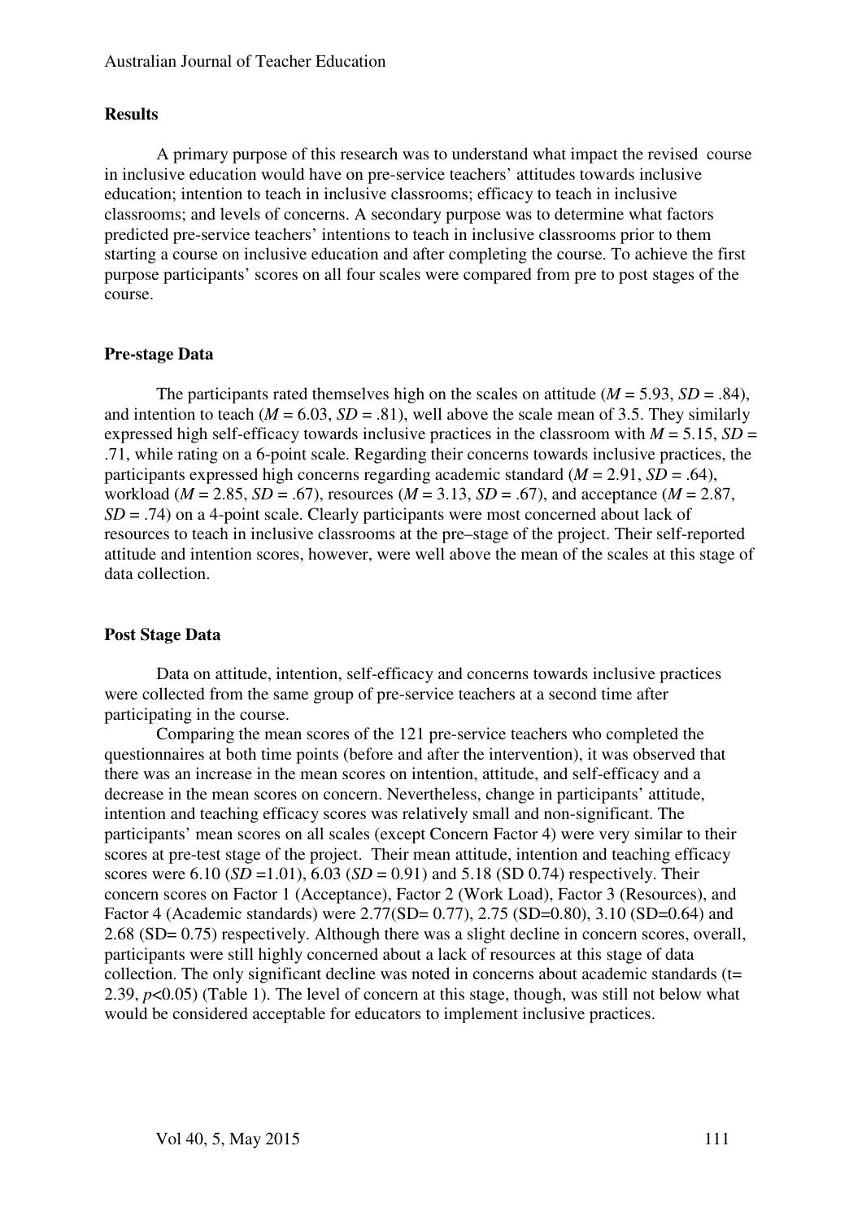## Results

A primary purpose of this research was to understand what impact the revised course in inclusive education would have on pre-service teachers' attitudes towards inclusive education; intention to teach in inclusive classrooms; efficacy to teach in inclusive classrooms; and levels of concerns. A secondary purpose was to determine what factors predicted pre-service teachers' intentions to teach in inclusive classrooms prior to them starting a course on inclusive education and after completing the course. To achieve the first purpose participants' scores on all four scales were compared from pre to post stages of the course.

### Pre-stage Data

The participants rated themselves high on the scales on attitude ($M$ = 5.93, $SD$ = .84), and intention to teach ($M$ = 6.03, $SD$ = .81), well above the scale mean of 3.5. They similarly expressed high self-efficacy towards inclusive practices in the classroom with $M$ = 5.15, $SD$ = .71, while rating on a 6-point scale. Regarding their concerns towards inclusive practices, the participants expressed high concerns regarding academic standard ($M$ = 2.91, $SD$ = .64), workload ($M$ = 2.85, $SD$ = .67), resources ($M$ = 3.13, $SD$ = .67), and acceptance ($M$ = 2.87, $SD$ = .74) on a 4-point scale. Clearly participants were most concerned about lack of resources to teach in inclusive classrooms at the pre–stage of the project. Their self-reported attitude and intention scores, however, were well above the mean of the scales at this stage of data collection.

### Post Stage Data

Data on attitude, intention, self-efficacy and concerns towards inclusive practices were collected from the same group of pre-service teachers at a second time after participating in the course.

Comparing the mean scores of the 121 pre-service teachers who completed the questionnaires at both time points (before and after the intervention), it was observed that there was an increase in the mean scores on intention, attitude, and self-efficacy and a decrease in the mean scores on concern. Nevertheless, change in participants' attitude, intention and teaching efficacy scores was relatively small and non-significant. The participants' mean scores on all scales (except Concern Factor 4) were very similar to their scores at pre-test stage of the project. Their mean attitude, intention and teaching efficacy scores were 6.10 ($SD$ =1.01), 6.03 ($SD$ = 0.91) and 5.18 (SD 0.74) respectively. Their concern scores on Factor 1 (Acceptance), Factor 2 (Work Load), Factor 3 (Resources), and Factor 4 (Academic standards) were 2.77(SD= 0.77), 2.75 (SD=0.80), 3.10 (SD=0.64) and 2.68 (SD= 0.75) respectively. Although there was a slight decline in concern scores, overall, participants were still highly concerned about a lack of resources at this stage of data collection. The only significant decline was noted in concerns about academic standards (t= 2.39, $p<0.05$) (Table 1). The level of concern at this stage, though, was still not below what would be considered acceptable for educators to implement inclusive practices.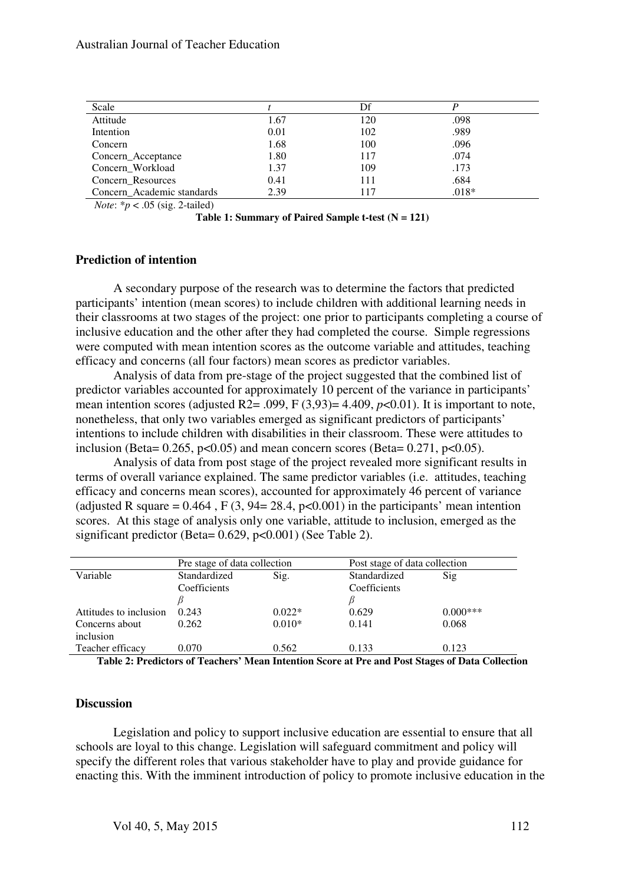| Scale | *t* | Df | *P* |
|---|---|---|---|
| Attitude | 1.67 | 120 | .098 |
| Intention | 0.01 | 102 | .989 |
| Concern | 1.68 | 100 | .096 |
| Concern_Acceptance | 1.80 | 117 | .074 |
| Concern_Workload | 1.37 | 109 | .173 |
| Concern_Resources | 0.41 | 111 | .684 |
| Concern_Academic standards | 2.39 | 117 | .018* |

*Note*: $^*p < .05$ (sig. 2-tailed)

**Table 1: Summary of Paired Sample t-test (N = 121)**

### Prediction of intention

A secondary purpose of the research was to determine the factors that predicted participants' intention (mean scores) to include children with additional learning needs in their classrooms at two stages of the project: one prior to participants completing a course of inclusive education and the other after they had completed the course. Simple regressions were computed with mean intention scores as the outcome variable and attitudes, teaching efficacy and concerns (all four factors) mean scores as predictor variables.

Analysis of data from pre-stage of the project suggested that the combined list of predictor variables accounted for approximately 10 percent of the variance in participants' mean intention scores (adjusted R2= .099, F (3,93)= 4.409, *p*<0.01). It is important to note, nonetheless, that only two variables emerged as significant predictors of participants' intentions to include children with disabilities in their classroom. These were attitudes to inclusion (Beta= 0.265, p<0.05) and mean concern scores (Beta= 0.271, p<0.05).

Analysis of data from post stage of the project revealed more significant results in terms of overall variance explained. The same predictor variables (i.e. attitudes, teaching efficacy and concerns mean scores), accounted for approximately 46 percent of variance (adjusted R square = 0.464 , F (3, 94= 28.4, p<0.001) in the participants' mean intention scores. At this stage of analysis only one variable, attitude to inclusion, emerged as the significant predictor (Beta= 0.629, p<0.001) (See Table 2).

| | Pre stage of data collection | | Post stage of data collection | |
|---|---|---|---|---|
| Variable | Standardized Coefficients $\beta$ | Sig. | Standardized Coefficients $\beta$ | Sig |
| Attitudes to inclusion | 0.243 | 0.022* | 0.629 | 0.000*** |
| Concerns about inclusion | 0.262 | 0.010* | 0.141 | 0.068 |
| Teacher efficacy | 0.070 | 0.562 | 0.133 | 0.123 |

**Table 2: Predictors of Teachers' Mean Intention Score at Pre and Post Stages of Data Collection**

### Discussion

Legislation and policy to support inclusive education are essential to ensure that all schools are loyal to this change. Legislation will safeguard commitment and policy will specify the different roles that various stakeholder have to play and provide guidance for enacting this. With the imminent introduction of policy to promote inclusive education in the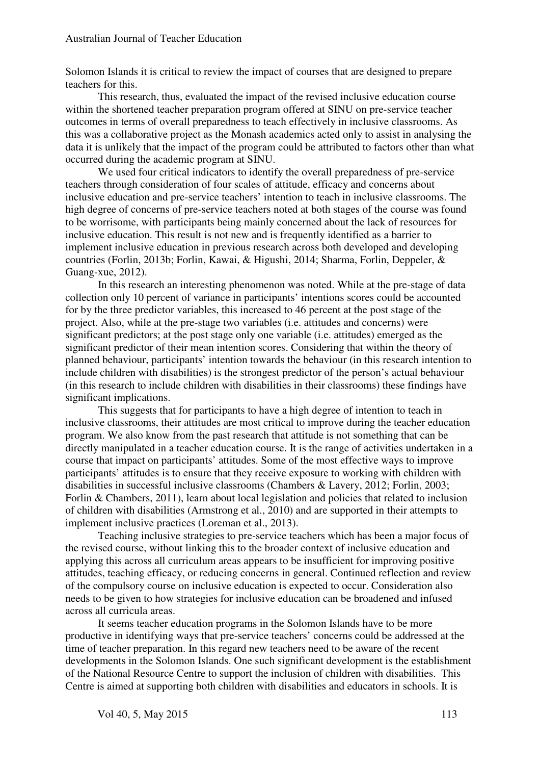Solomon Islands it is critical to review the impact of courses that are designed to prepare teachers for this.

This research, thus, evaluated the impact of the revised inclusive education course within the shortened teacher preparation program offered at SINU on pre-service teacher outcomes in terms of overall preparedness to teach effectively in inclusive classrooms. As this was a collaborative project as the Monash academics acted only to assist in analysing the data it is unlikely that the impact of the program could be attributed to factors other than what occurred during the academic program at SINU.

We used four critical indicators to identify the overall preparedness of pre-service teachers through consideration of four scales of attitude, efficacy and concerns about inclusive education and pre-service teachers' intention to teach in inclusive classrooms. The high degree of concerns of pre-service teachers noted at both stages of the course was found to be worrisome, with participants being mainly concerned about the lack of resources for inclusive education. This result is not new and is frequently identified as a barrier to implement inclusive education in previous research across both developed and developing countries (Forlin, 2013b; Forlin, Kawai, & Higushi, 2014; Sharma, Forlin, Deppeler, & Guang-xue, 2012).

In this research an interesting phenomenon was noted. While at the pre-stage of data collection only 10 percent of variance in participants' intentions scores could be accounted for by the three predictor variables, this increased to 46 percent at the post stage of the project. Also, while at the pre-stage two variables (i.e. attitudes and concerns) were significant predictors; at the post stage only one variable (i.e. attitudes) emerged as the significant predictor of their mean intention scores. Considering that within the theory of planned behaviour, participants' intention towards the behaviour (in this research intention to include children with disabilities) is the strongest predictor of the person's actual behaviour (in this research to include children with disabilities in their classrooms) these findings have significant implications.

This suggests that for participants to have a high degree of intention to teach in inclusive classrooms, their attitudes are most critical to improve during the teacher education program. We also know from the past research that attitude is not something that can be directly manipulated in a teacher education course. It is the range of activities undertaken in a course that impact on participants' attitudes. Some of the most effective ways to improve participants' attitudes is to ensure that they receive exposure to working with children with disabilities in successful inclusive classrooms (Chambers & Lavery, 2012; Forlin, 2003; Forlin & Chambers, 2011), learn about local legislation and policies that related to inclusion of children with disabilities (Armstrong et al., 2010) and are supported in their attempts to implement inclusive practices (Loreman et al., 2013).

Teaching inclusive strategies to pre-service teachers which has been a major focus of the revised course, without linking this to the broader context of inclusive education and applying this across all curriculum areas appears to be insufficient for improving positive attitudes, teaching efficacy, or reducing concerns in general. Continued reflection and review of the compulsory course on inclusive education is expected to occur. Consideration also needs to be given to how strategies for inclusive education can be broadened and infused across all curricula areas.

It seems teacher education programs in the Solomon Islands have to be more productive in identifying ways that pre-service teachers' concerns could be addressed at the time of teacher preparation. In this regard new teachers need to be aware of the recent developments in the Solomon Islands. One such significant development is the establishment of the National Resource Centre to support the inclusion of children with disabilities. This Centre is aimed at supporting both children with disabilities and educators in schools. It is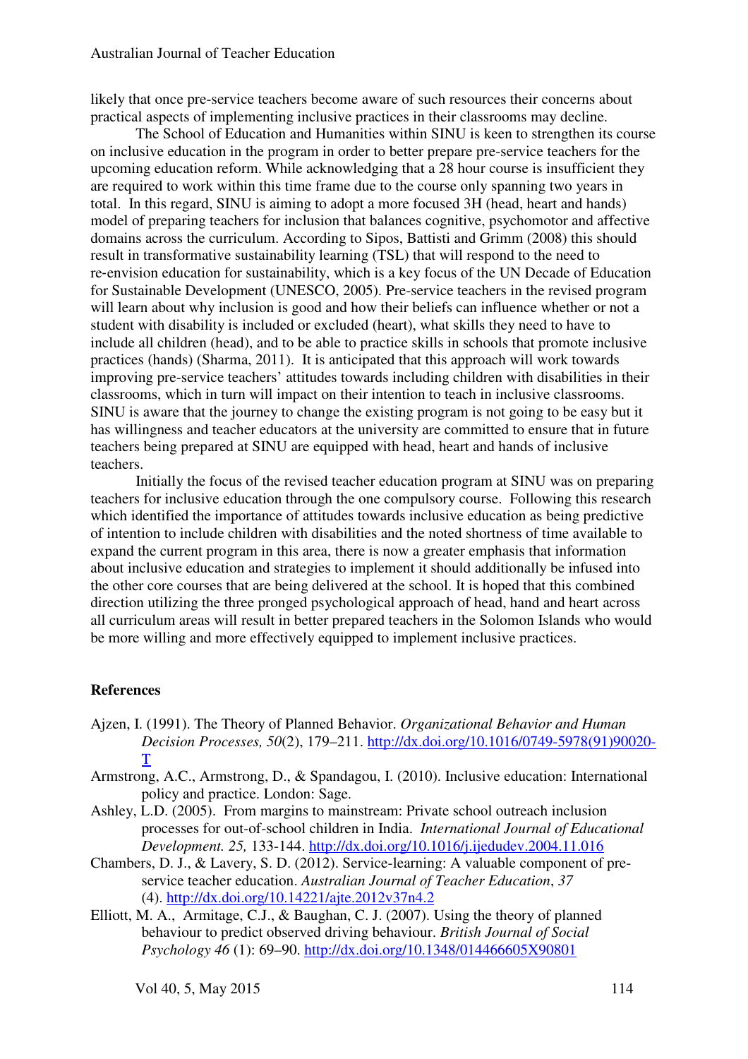likely that once pre-service teachers become aware of such resources their concerns about practical aspects of implementing inclusive practices in their classrooms may decline.

The School of Education and Humanities within SINU is keen to strengthen its course on inclusive education in the program in order to better prepare pre-service teachers for the upcoming education reform. While acknowledging that a 28 hour course is insufficient they are required to work within this time frame due to the course only spanning two years in total. In this regard, SINU is aiming to adopt a more focused 3H (head, heart and hands) model of preparing teachers for inclusion that balances cognitive, psychomotor and affective domains across the curriculum. According to Sipos, Battisti and Grimm (2008) this should result in transformative sustainability learning (TSL) that will respond to the need to re-envision education for sustainability, which is a key focus of the UN Decade of Education for Sustainable Development (UNESCO, 2005). Pre-service teachers in the revised program will learn about why inclusion is good and how their beliefs can influence whether or not a student with disability is included or excluded (heart), what skills they need to have to include all children (head), and to be able to practice skills in schools that promote inclusive practices (hands) (Sharma, 2011). It is anticipated that this approach will work towards improving pre-service teachers' attitudes towards including children with disabilities in their classrooms, which in turn will impact on their intention to teach in inclusive classrooms. SINU is aware that the journey to change the existing program is not going to be easy but it has willingness and teacher educators at the university are committed to ensure that in future teachers being prepared at SINU are equipped with head, heart and hands of inclusive teachers.

Initially the focus of the revised teacher education program at SINU was on preparing teachers for inclusive education through the one compulsory course. Following this research which identified the importance of attitudes towards inclusive education as being predictive of intention to include children with disabilities and the noted shortness of time available to expand the current program in this area, there is now a greater emphasis that information about inclusive education and strategies to implement it should additionally be infused into the other core courses that are being delivered at the school. It is hoped that this combined direction utilizing the three pronged psychological approach of head, hand and heart across all curriculum areas will result in better prepared teachers in the Solomon Islands who would be more willing and more effectively equipped to implement inclusive practices.

## References

Ajzen, I. (1991). The Theory of Planned Behavior. *Organizational Behavior and Human Decision Processes, 50*(2), 179–211. http://dx.doi.org/10.1016/0749-5978(91)90020-T

Armstrong, A.C., Armstrong, D., & Spandagou, I. (2010). Inclusive education: International policy and practice. London: Sage.

Ashley, L.D. (2005). From margins to mainstream: Private school outreach inclusion processes for out-of-school children in India. *International Journal of Educational Development. 25,* 133-144. http://dx.doi.org/10.1016/j.ijedudev.2004.11.016

Chambers, D. J., & Lavery, S. D. (2012). Service-learning: A valuable component of pre-service teacher education. *Australian Journal of Teacher Education*, *37* (4). http://dx.doi.org/10.14221/ajte.2012v37n4.2

Elliott, M. A., Armitage, C.J., & Baughan, C. J. (2007). Using the theory of planned behaviour to predict observed driving behaviour. *British Journal of Social Psychology 46* (1): 69–90. http://dx.doi.org/10.1348/014466605X90801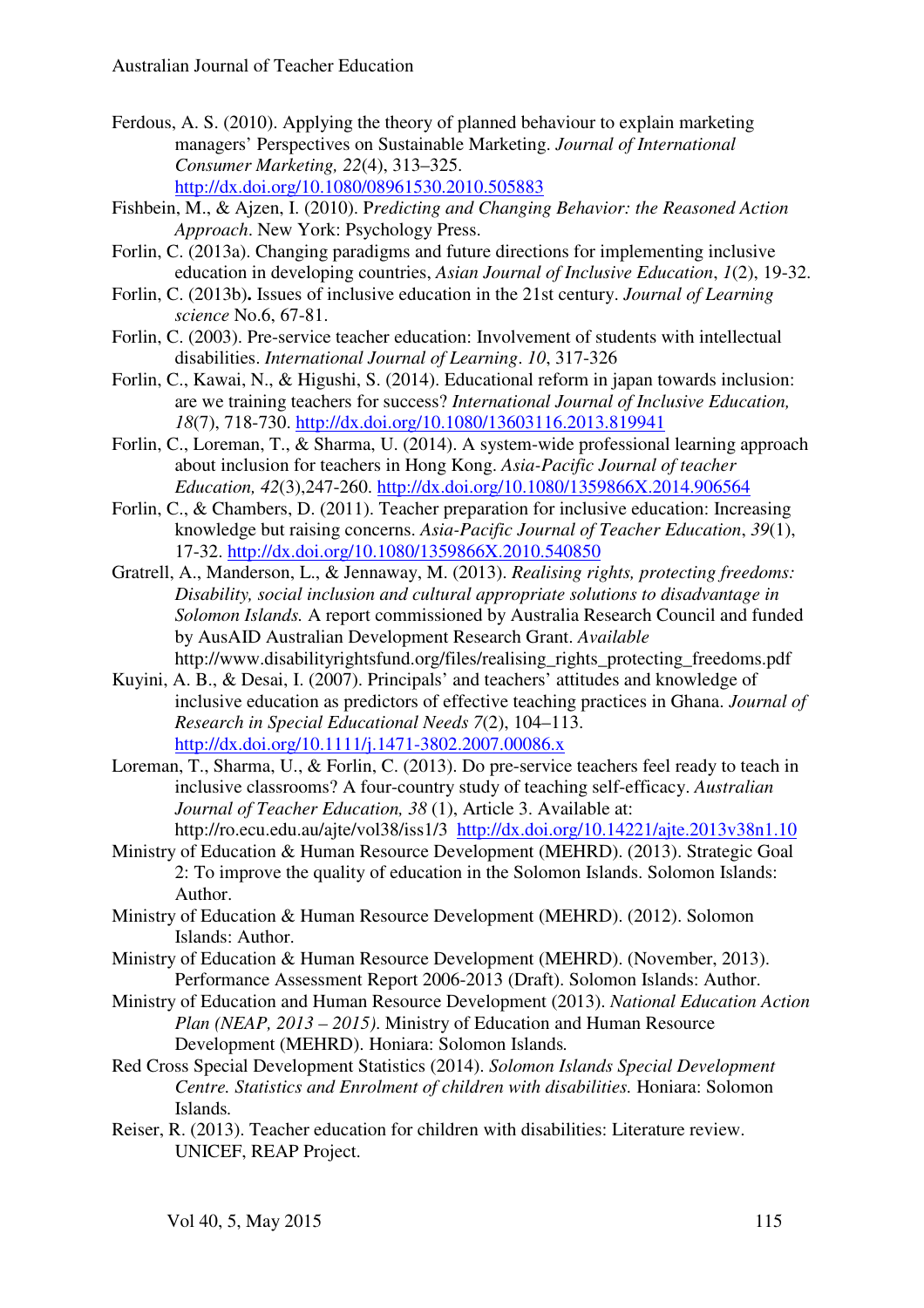Ferdous, A. S. (2010). Applying the theory of planned behaviour to explain marketing managers' Perspectives on Sustainable Marketing. *Journal of International Consumer Marketing, 22*(4), 313–325. http://dx.doi.org/10.1080/08961530.2010.505883

Fishbein, M., & Ajzen, I. (2010). P*redicting and Changing Behavior: the Reasoned Action Approach*. New York: Psychology Press.

Forlin, C. (2013a). Changing paradigms and future directions for implementing inclusive education in developing countries, *Asian Journal of Inclusive Education*, *1*(2), 19-32.

Forlin, C. (2013b)**.** Issues of inclusive education in the 21st century. *Journal of Learning science* No.6, 67-81.

Forlin, C. (2003). Pre-service teacher education: Involvement of students with intellectual disabilities. *International Journal of Learning*. *10*, 317-326

Forlin, C., Kawai, N., & Higushi, S. (2014). Educational reform in japan towards inclusion: are we training teachers for success? *International Journal of Inclusive Education, 18*(7), 718-730. http://dx.doi.org/10.1080/13603116.2013.819941

Forlin, C., Loreman, T., & Sharma, U. (2014). A system-wide professional learning approach about inclusion for teachers in Hong Kong. *Asia-Pacific Journal of teacher Education, 42*(3),247-260. http://dx.doi.org/10.1080/1359866X.2014.906564

Forlin, C., & Chambers, D. (2011). Teacher preparation for inclusive education: Increasing knowledge but raising concerns. *Asia-Pacific Journal of Teacher Education*, *39*(1), 17-32. http://dx.doi.org/10.1080/1359866X.2010.540850

Gratrell, A., Manderson, L., & Jennaway, M. (2013). *Realising rights, protecting freedoms: Disability, social inclusion and cultural appropriate solutions to disadvantage in Solomon Islands.* A report commissioned by Australia Research Council and funded by AusAID Australian Development Research Grant. *Available* http://www.disabilityrightsfund.org/files/realising_rights_protecting_freedoms.pdf

Kuyini, A. B., & Desai, I. (2007). Principals' and teachers' attitudes and knowledge of inclusive education as predictors of effective teaching practices in Ghana. *Journal of Research in Special Educational Needs 7*(2), 104–113. http://dx.doi.org/10.1111/j.1471-3802.2007.00086.x

Loreman, T., Sharma, U., & Forlin, C. (2013). Do pre-service teachers feel ready to teach in inclusive classrooms? A four-country study of teaching self-efficacy. *Australian Journal of Teacher Education, 38* (1), Article 3. Available at: http://ro.ecu.edu.au/ajte/vol38/iss1/3 http://dx.doi.org/10.14221/ajte.2013v38n1.10

Ministry of Education & Human Resource Development (MEHRD). (2013). Strategic Goal 2: To improve the quality of education in the Solomon Islands. Solomon Islands: Author.

Ministry of Education & Human Resource Development (MEHRD). (2012). Solomon Islands: Author.

Ministry of Education & Human Resource Development (MEHRD). (November, 2013). Performance Assessment Report 2006-2013 (Draft). Solomon Islands: Author.

Ministry of Education and Human Resource Development (2013). *National Education Action Plan (NEAP, 2013 – 2015)*. Ministry of Education and Human Resource Development (MEHRD). Honiara: Solomon Islands*.*

Red Cross Special Development Statistics (2014). *Solomon Islands Special Development Centre. Statistics and Enrolment of children with disabilities.* Honiara: Solomon Islands.

Reiser, R. (2013). Teacher education for children with disabilities: Literature review. UNICEF, REAP Project.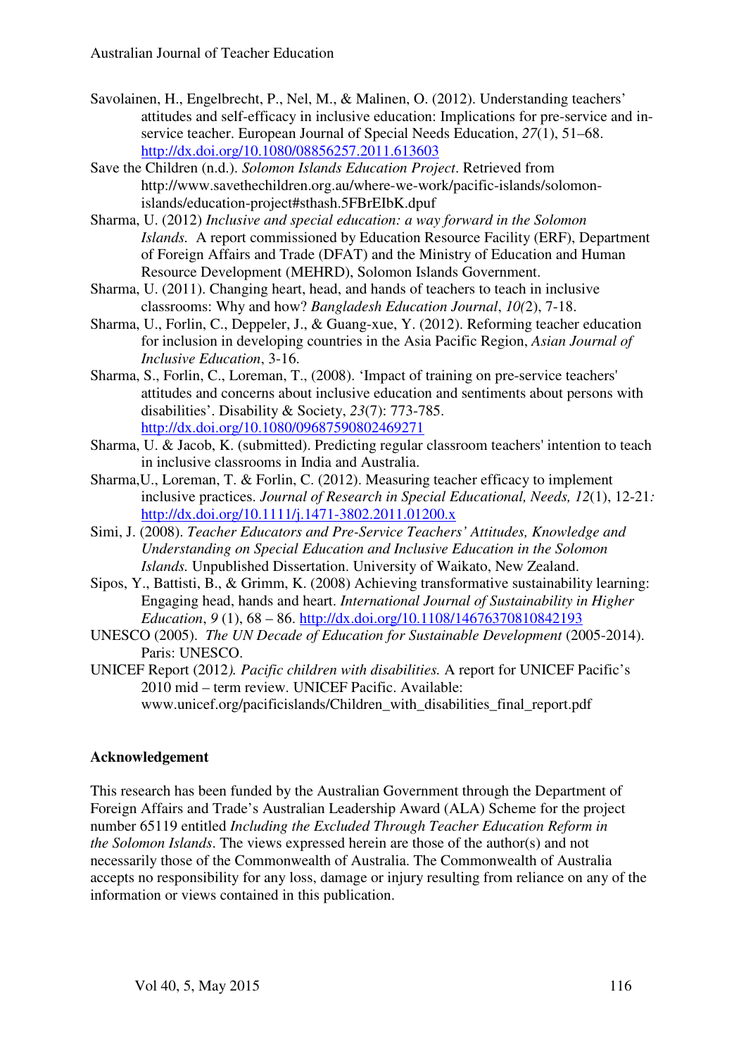Savolainen, H., Engelbrecht, P., Nel, M., & Malinen, O. (2012). Understanding teachers' attitudes and self-efficacy in inclusive education: Implications for pre-service and in-service teacher. European Journal of Special Needs Education, *27*(1), 51–68. http://dx.doi.org/10.1080/08856257.2011.613603

Save the Children (n.d.). *Solomon Islands Education Project*. Retrieved from http://www.savethechildren.org.au/where-we-work/pacific-islands/solomon-islands/education-project#sthash.5FBrEIbK.dpuf

Sharma, U. (2012) *Inclusive and special education: a way forward in the Solomon Islands.* A report commissioned by Education Resource Facility (ERF), Department of Foreign Affairs and Trade (DFAT) and the Ministry of Education and Human Resource Development (MEHRD), Solomon Islands Government.

Sharma, U. (2011). Changing heart, head, and hands of teachers to teach in inclusive classrooms: Why and how? *Bangladesh Education Journal*, *10(*2), 7-18.

Sharma, U., Forlin, C., Deppeler, J., & Guang-xue, Y. (2012). Reforming teacher education for inclusion in developing countries in the Asia Pacific Region, *Asian Journal of Inclusive Education*, 3-16.

Sharma, S., Forlin, C., Loreman, T., (2008). 'Impact of training on pre-service teachers' attitudes and concerns about inclusive education and sentiments about persons with disabilities'. Disability & Society, *23*(7): 773-785. http://dx.doi.org/10.1080/09687590802469271

Sharma, U. & Jacob, K. (submitted). Predicting regular classroom teachers' intention to teach in inclusive classrooms in India and Australia.

Sharma,U., Loreman, T. & Forlin, C. (2012). Measuring teacher efficacy to implement inclusive practices. *Journal of Research in Special Educational, Needs, 12*(1), 12-21*:* http://dx.doi.org/10.1111/j.1471-3802.2011.01200.x

Simi, J. (2008). *Teacher Educators and Pre-Service Teachers' Attitudes, Knowledge and Understanding on Special Education and Inclusive Education in the Solomon Islands.* Unpublished Dissertation. University of Waikato, New Zealand.

Sipos, Y., Battisti, B., & Grimm, K. (2008) Achieving transformative sustainability learning: Engaging head, hands and heart. *International Journal of Sustainability in Higher Education*, *9* (1), 68 – 86. http://dx.doi.org/10.1108/14676370810842193

UNESCO (2005). *The UN Decade of Education for Sustainable Development* (2005-2014). Paris: UNESCO.

UNICEF Report (2012*). Pacific children with disabilities.* A report for UNICEF Pacific's 2010 mid – term review. UNICEF Pacific. Available: www.unicef.org/pacificislands/Children_with_disabilities_final_report.pdf

## Acknowledgement

This research has been funded by the Australian Government through the Department of Foreign Affairs and Trade's Australian Leadership Award (ALA) Scheme for the project number 65119 entitled *Including the Excluded Through Teacher Education Reform in the Solomon Islands*. The views expressed herein are those of the author(s) and not necessarily those of the Commonwealth of Australia. The Commonwealth of Australia accepts no responsibility for any loss, damage or injury resulting from reliance on any of the information or views contained in this publication.